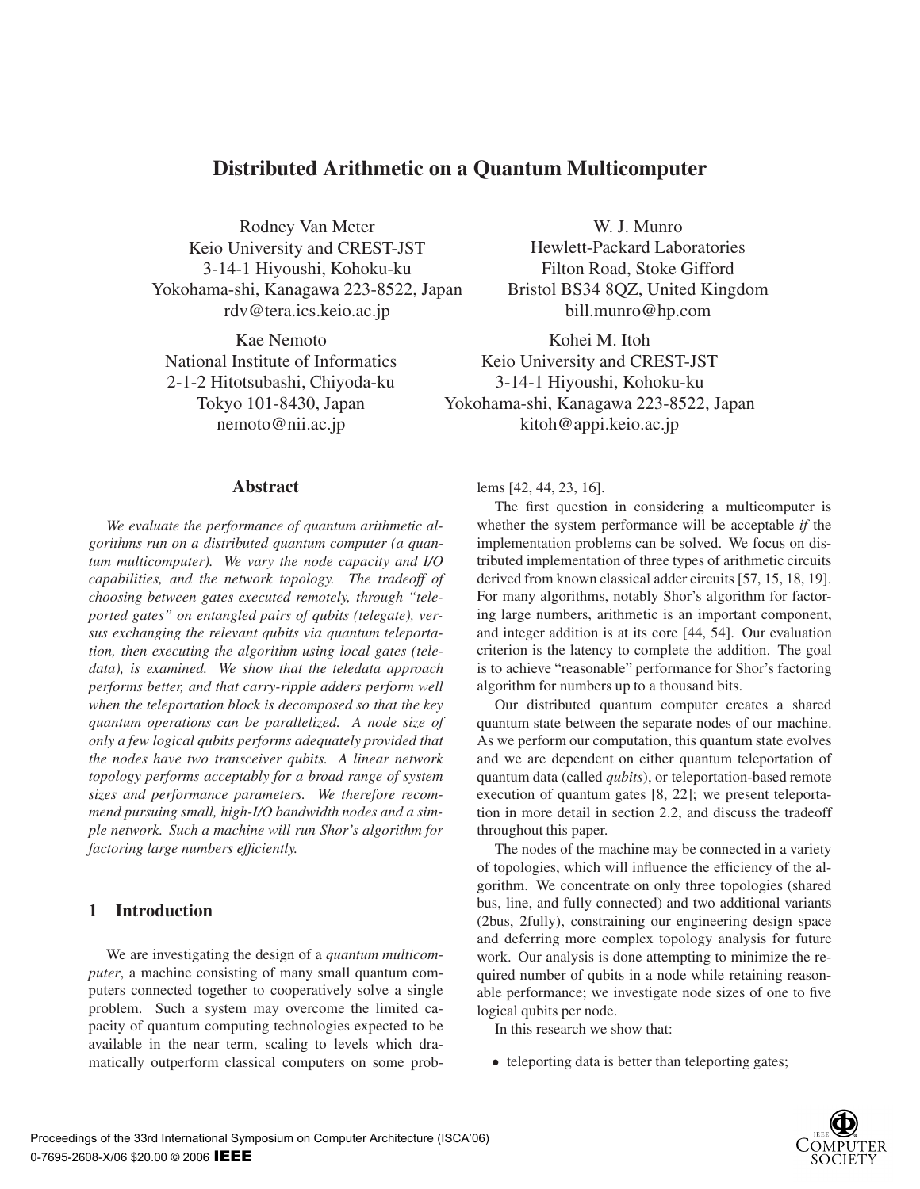# Distributed Arithmetic on a Quantum Multicomputer

Rodney Van Meter
Keio University and CREST-JST
3-14-1 Hiyoushi, Kohoku-ku
Yokohama-shi, Kanagawa 223-8522, Japan
rdv@tera.ics.keio.ac.jp

W. J. Munro
Hewlett-Packard Laboratories
Filton Road, Stoke Gifford
Bristol BS34 8QZ, United Kingdom
bill.munro@hp.com

Kae Nemoto
National Institute of Informatics
2-1-2 Hitotsubashi, Chiyoda-ku
Tokyo 101-8430, Japan
nemoto@nii.ac.jp

Kohei M. Itoh
Keio University and CREST-JST
3-14-1 Hiyoushi, Kohoku-ku
Yokohama-shi, Kanagawa 223-8522, Japan
kitoh@appi.keio.ac.jp

## Abstract

*We evaluate the performance of quantum arithmetic algorithms run on a distributed quantum computer (a quantum multicomputer). We vary the node capacity and I/O capabilities, and the network topology. The tradeoff of choosing between gates executed remotely, through "teleported gates" on entangled pairs of qubits (telegate), versus exchanging the relevant qubits via quantum teleportation, then executing the algorithm using local gates (teledata), is examined. We show that the teledata approach performs better, and that carry-ripple adders perform well when the teleportation block is decomposed so that the key quantum operations can be parallelized. A node size of only a few logical qubits performs adequately provided that the nodes have two transceiver qubits. A linear network topology performs acceptably for a broad range of system sizes and performance parameters. We therefore recommend pursuing small, high-I/O bandwidth nodes and a simple network. Such a machine will run Shor's algorithm for factoring large numbers efficiently.*

## 1 Introduction

We are investigating the design of a *quantum multicomputer*, a machine consisting of many small quantum computers connected together to cooperatively solve a single problem. Such a system may overcome the limited capacity of quantum computing technologies expected to be available in the near term, scaling to levels which dramatically outperform classical computers on some problems [42, 44, 23, 16].

The first question in considering a multicomputer is whether the system performance will be acceptable *if* the implementation problems can be solved. We focus on distributed implementation of three types of arithmetic circuits derived from known classical adder circuits [57, 15, 18, 19]. For many algorithms, notably Shor's algorithm for factoring large numbers, arithmetic is an important component, and integer addition is at its core [44, 54]. Our evaluation criterion is the latency to complete the addition. The goal is to achieve "reasonable" performance for Shor's factoring algorithm for numbers up to a thousand bits.

Our distributed quantum computer creates a shared quantum state between the separate nodes of our machine. As we perform our computation, this quantum state evolves and we are dependent on either quantum teleportation of quantum data (called *qubits*), or teleportation-based remote execution of quantum gates [8, 22]; we present teleportation in more detail in section 2.2, and discuss the tradeoff throughout this paper.

The nodes of the machine may be connected in a variety of topologies, which will influence the efficiency of the algorithm. We concentrate on only three topologies (shared bus, line, and fully connected) and two additional variants (2bus, 2fully), constraining our engineering design space and deferring more complex topology analysis for future work. Our analysis is done attempting to minimize the required number of qubits in a node while retaining reasonable performance; we investigate node sizes of one to five logical qubits per node.

In this research we show that:

- teleporting data is better than teleporting gates;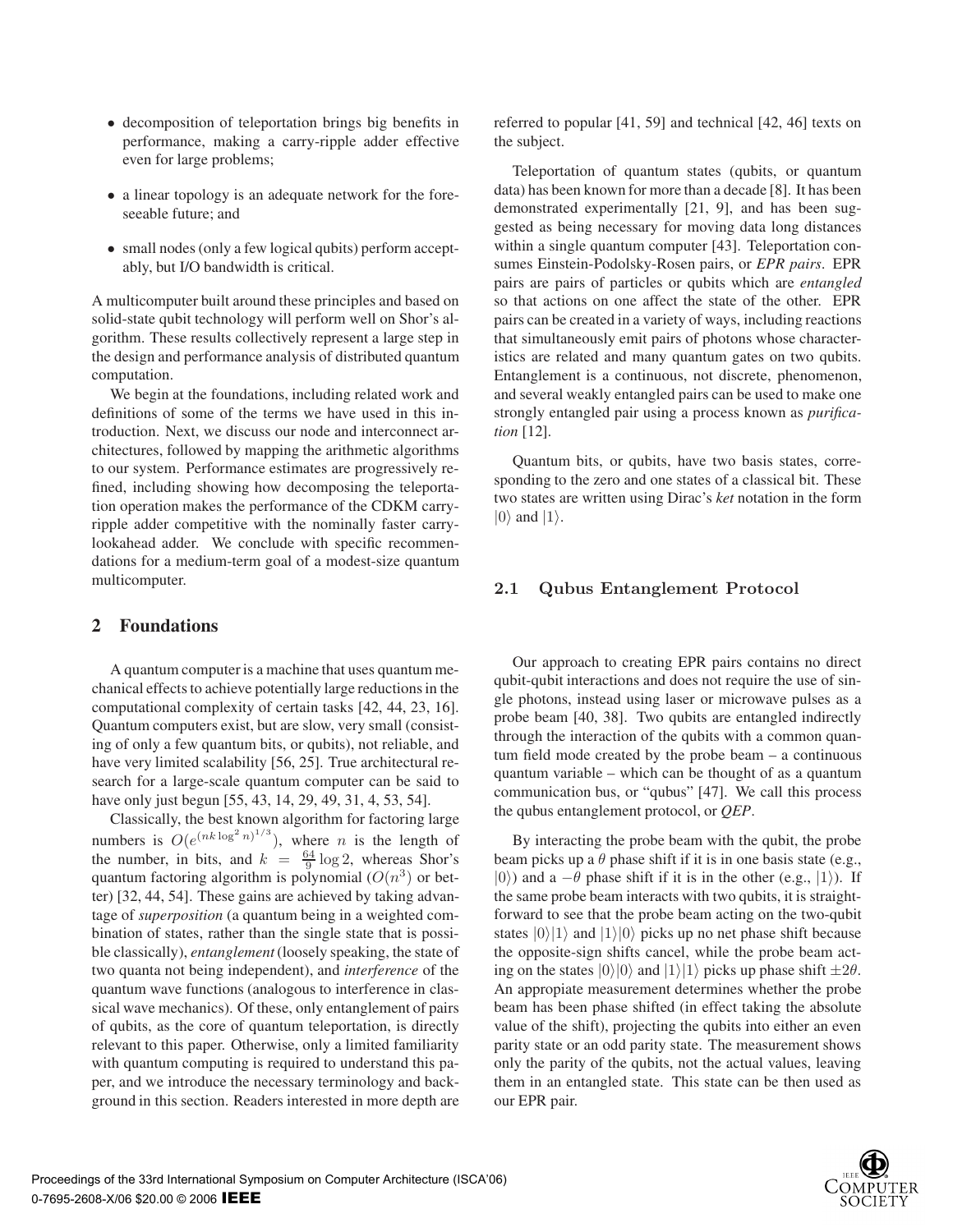- decomposition of teleportation brings big benefits in performance, making a carry-ripple adder effective even for large problems;
- a linear topology is an adequate network for the foreseeable future; and
- small nodes (only a few logical qubits) perform acceptably, but I/O bandwidth is critical.

A multicomputer built around these principles and based on solid-state qubit technology will perform well on Shor's algorithm. These results collectively represent a large step in the design and performance analysis of distributed quantum computation.

We begin at the foundations, including related work and definitions of some of the terms we have used in this introduction. Next, we discuss our node and interconnect architectures, followed by mapping the arithmetic algorithms to our system. Performance estimates are progressively refined, including showing how decomposing the teleportation operation makes the performance of the CDKM carry-ripple adder competitive with the nominally faster carry-lookahead adder. We conclude with specific recommendations for a medium-term goal of a modest-size quantum multicomputer.

## 2 Foundations

A quantum computer is a machine that uses quantum mechanical effects to achieve potentially large reductions in the computational complexity of certain tasks [42, 44, 23, 16]. Quantum computers exist, but are slow, very small (consisting of only a few quantum bits, or qubits), not reliable, and have very limited scalability [56, 25]. True architectural research for a large-scale quantum computer can be said to have only just begun [55, 43, 14, 29, 49, 31, 4, 53, 54].

Classically, the best known algorithm for factoring large numbers is $O(e^{(nk \log^2 n)^{1/3}})$, where $n$ is the length of the number, in bits, and $k = \frac{64}{9} \log 2$, whereas Shor's quantum factoring algorithm is polynomial ($O(n^3)$ or better) [32, 44, 54]. These gains are achieved by taking advantage of *superposition* (a quantum being in a weighted combination of states, rather than the single state that is possible classically), *entanglement* (loosely speaking, the state of two quanta not being independent), and *interference* of the quantum wave functions (analogous to interference in classical wave mechanics). Of these, only entanglement of pairs of qubits, as the core of quantum teleportation, is directly relevant to this paper. Otherwise, only a limited familiarity with quantum computing is required to understand this paper, and we introduce the necessary terminology and background in this section. Readers interested in more depth are referred to popular [41, 59] and technical [42, 46] texts on the subject.

Teleportation of quantum states (qubits, or quantum data) has been known for more than a decade [8]. It has been demonstrated experimentally [21, 9], and has been suggested as being necessary for moving data long distances within a single quantum computer [43]. Teleportation consumes Einstein-Podolsky-Rosen pairs, or *EPR pairs*. EPR pairs are pairs of particles or qubits which are *entangled* so that actions on one affect the state of the other. EPR pairs can be created in a variety of ways, including reactions that simultaneously emit pairs of photons whose characteristics are related and many quantum gates on two qubits. Entanglement is a continuous, not discrete, phenomenon, and several weakly entangled pairs can be used to make one strongly entangled pair using a process known as *purification* [12].

Quantum bits, or qubits, have two basis states, corresponding to the zero and one states of a classical bit. These two states are written using Dirac's *ket* notation in the form $|0\rangle$ and $|1\rangle$.

### 2.1 Qubus Entanglement Protocol

Our approach to creating EPR pairs contains no direct qubit-qubit interactions and does not require the use of single photons, instead using laser or microwave pulses as a probe beam [40, 38]. Two qubits are entangled indirectly through the interaction of the qubits with a common quantum field mode created by the probe beam – a continuous quantum variable – which can be thought of as a quantum communication bus, or "qubus" [47]. We call this process the qubus entanglement protocol, or *QEP*.

By interacting the probe beam with the qubit, the probe beam picks up a $\theta$ phase shift if it is in one basis state (e.g., $|0\rangle$) and a $-\theta$ phase shift if it is in the other (e.g., $|1\rangle$). If the same probe beam interacts with two qubits, it is straightforward to see that the probe beam acting on the two-qubit states $|0\rangle|1\rangle$ and $|1\rangle|0\rangle$ picks up no net phase shift because the opposite-sign shifts cancel, while the probe beam acting on the states $|0\rangle|0\rangle$ and $|1\rangle|1\rangle$ picks up phase shift $\pm 2\theta$. An appopriate measurement determines whether the probe beam has been phase shifted (in effect taking the absolute value of the shift), projecting the qubits into either an even parity state or an odd parity state. The measurement shows only the parity of the qubits, not the actual values, leaving them in an entangled state. This state can be then used as our EPR pair.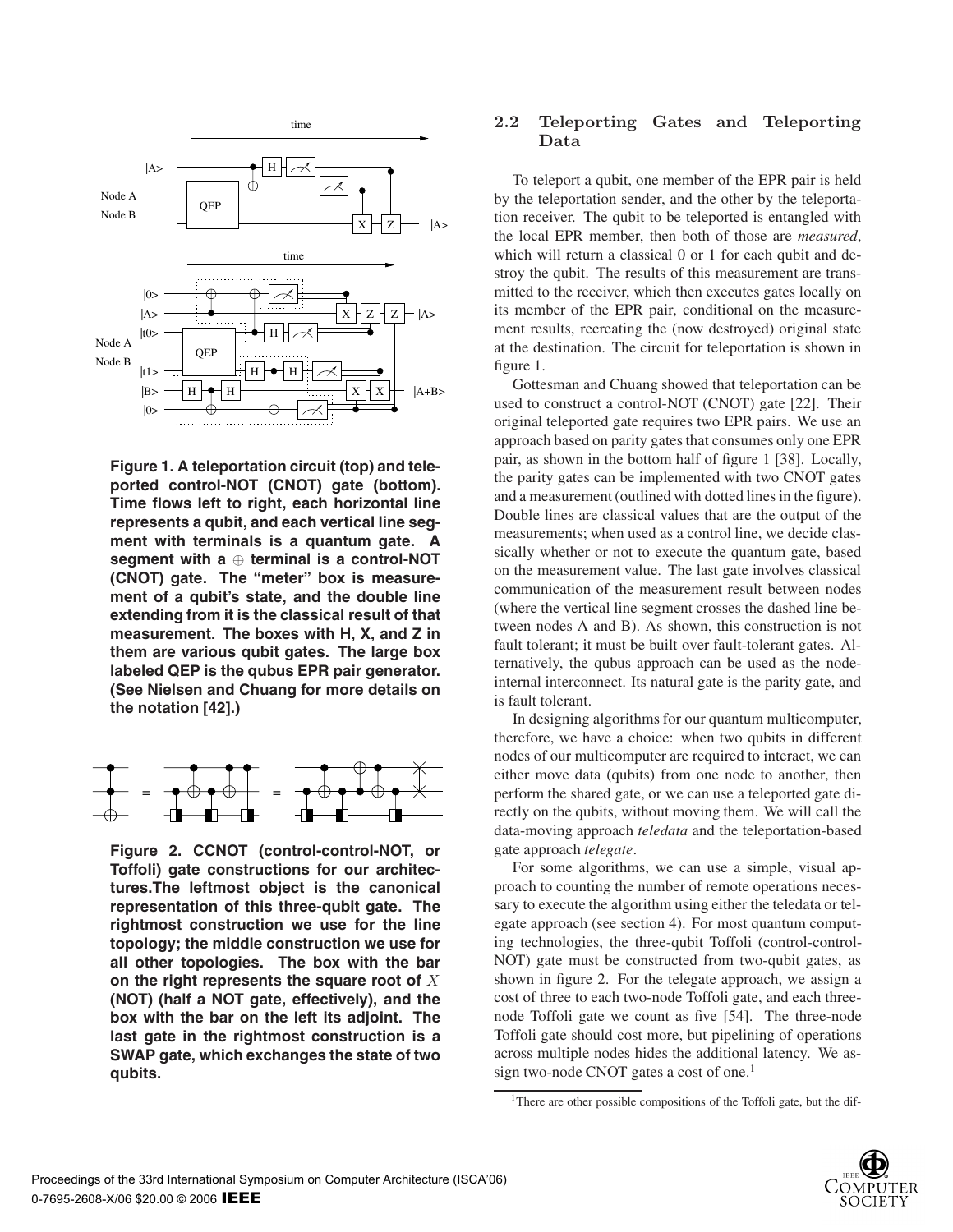time

|A>

Node A

Node B

QEP

H

X

Z

|A>

time

|0>

|A>

|t0>

Node A

Node B

QEP

|t1>

|B>

|0>

H

H

H

H

H

X

Z

Z

X

X

|A>

|A+B>

**Figure 1. A teleportation circuit (top) and teleported control-NOT (CNOT) gate (bottom). Time flows left to right, each horizontal line represents a qubit, and each vertical line segment with terminals is a quantum gate. A segment with a $\oplus$ terminal is a control-NOT (CNOT) gate. The "meter" box is measurement of a qubit's state, and the double line extending from it is the classical result of that measurement. The boxes with H, X, and Z in them are various qubit gates. The large box labeled QEP is the qubus EPR pair generator. (See Nielsen and Chuang for more details on the notation [42].)**

=

=

**Figure 2. CCNOT (control-control-NOT, or Toffoli) gate constructions for our architectures.The leftmost object is the canonical representation of this three-qubit gate. The rightmost construction we use for the line topology; the middle construction we use for all other topologies. The box with the bar on the right represents the square root of $X$ (NOT) (half a NOT gate, effectively), and the box with the bar on the left its adjoint. The last gate in the rightmost construction is a SWAP gate, which exchanges the state of two qubits.**

### 2.2 Teleporting Gates and Teleporting Data

To teleport a qubit, one member of the EPR pair is held by the teleportation sender, and the other by the teleportation receiver. The qubit to be teleported is entangled with the local EPR member, then both of those are *measured*, which will return a classical 0 or 1 for each qubit and destroy the qubit. The results of this measurement are transmitted to the receiver, which then executes gates locally on its member of the EPR pair, conditional on the measurement results, recreating the (now destroyed) original state at the destination. The circuit for teleportation is shown in figure 1.

Gottesman and Chuang showed that teleportation can be used to construct a control-NOT (CNOT) gate [22]. Their original teleported gate requires two EPR pairs. We use an approach based on parity gates that consumes only one EPR pair, as shown in the bottom half of figure 1 [38]. Locally, the parity gates can be implemented with two CNOT gates and a measurement (outlined with dotted lines in the figure). Double lines are classical values that are the output of the measurements; when used as a control line, we decide classically whether or not to execute the quantum gate, based on the measurement value. The last gate involves classical communication of the measurement result between nodes (where the vertical line segment crosses the dashed line between nodes A and B). As shown, this construction is not fault tolerant; it must be built over fault-tolerant gates. Alternatively, the qubus approach can be used as the node-internal interconnect. Its natural gate is the parity gate, and is fault tolerant.

In designing algorithms for our quantum multicomputer, therefore, we have a choice: when two qubits in different nodes of our multicomputer are required to interact, we can either move data (qubits) from one node to another, then perform the shared gate, or we can use a teleported gate directly on the qubits, without moving them. We will call the data-moving approach *teledata* and the teleportation-based gate approach *telegate*.

For some algorithms, we can use a simple, visual approach to counting the number of remote operations necessary to execute the algorithm using either the teledata or telegate approach (see section 4). For most quantum computing technologies, the three-qubit Toffoli (control-control-NOT) gate must be constructed from two-qubit gates, as shown in figure 2. For the telegate approach, we assign a cost of three to each two-node Toffoli gate, and each three-node Toffoli gate we count as five [54]. The three-node Toffoli gate should cost more, but pipelining of operations across multiple nodes hides the additional latency. We assign two-node CNOT gates a cost of one.[1]

[1]There are other possible compositions of the Toffoli gate, but the dif-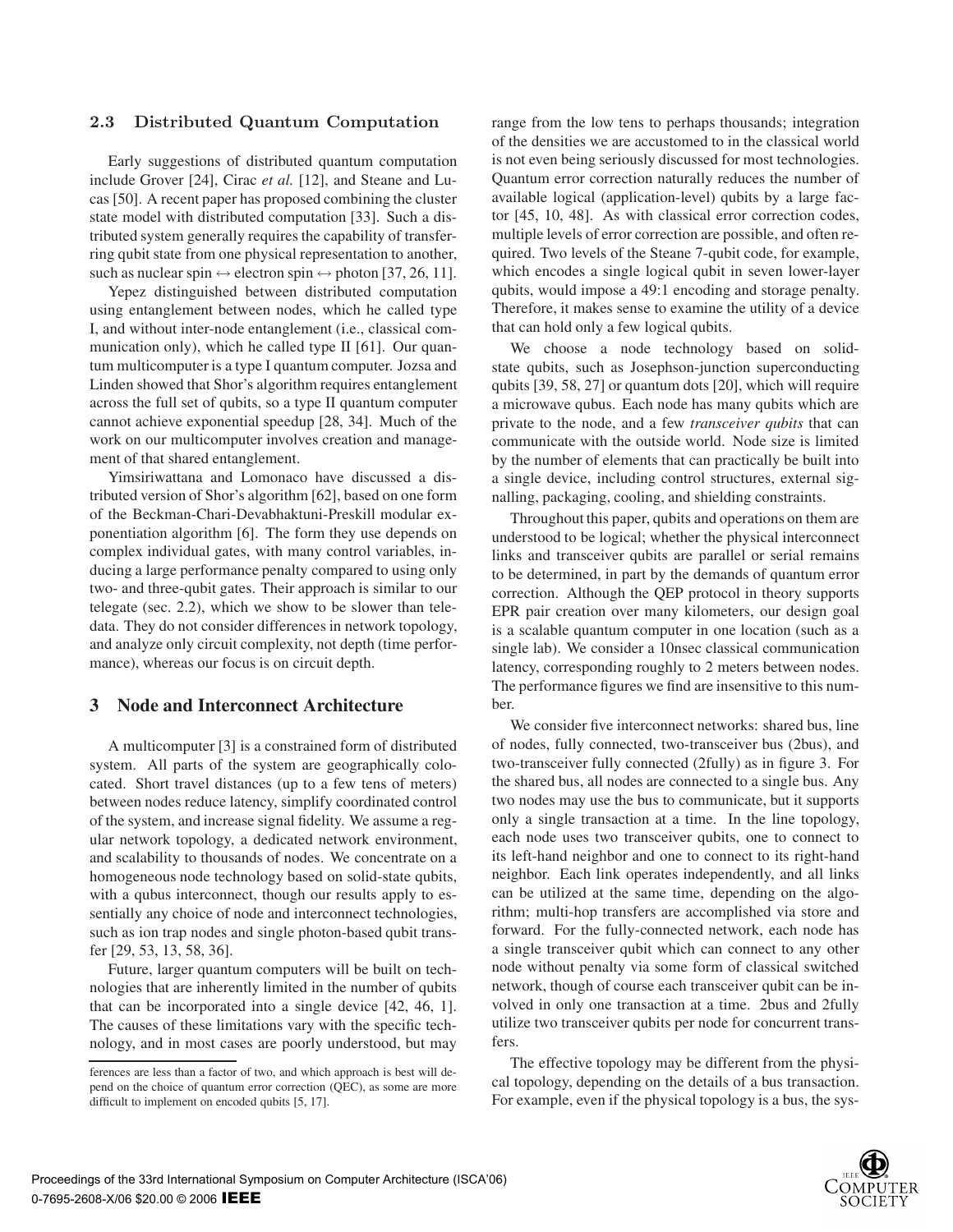### 2.3 Distributed Quantum Computation

Early suggestions of distributed quantum computation include Grover [24], Cirac *et al.* [12], and Steane and Lucas [50]. A recent paper has proposed combining the cluster state model with distributed computation [33]. Such a distributed system generally requires the capability of transferring qubit state from one physical representation to another, such as nuclear spin $\leftrightarrow$ electron spin $\leftrightarrow$ photon [37, 26, 11].

Yepez distinguished between distributed computation using entanglement between nodes, which he called type I, and without inter-node entanglement (i.e., classical communication only), which he called type II [61]. Our quantum multicomputer is a type I quantum computer. Jozsa and Linden showed that Shor's algorithm requires entanglement across the full set of qubits, so a type II quantum computer cannot achieve exponential speedup [28, 34]. Much of the work on our multicomputer involves creation and management of that shared entanglement.

Yimsiriwattana and Lomonaco have discussed a distributed version of Shor's algorithm [62], based on one form of the Beckman-Chari-Devabhaktuni-Preskill modular exponentiation algorithm [6]. The form they use depends on complex individual gates, with many control variables, inducing a large performance penalty compared to using only two- and three-qubit gates. Their approach is similar to our telegate (sec. 2.2), which we show to be slower than teledata. They do not consider differences in network topology, and analyze only circuit complexity, not depth (time performance), whereas our focus is on circuit depth.

## 3 Node and Interconnect Architecture

A multicomputer [3] is a constrained form of distributed system. All parts of the system are geographically colocated. Short travel distances (up to a few tens of meters) between nodes reduce latency, simplify coordinated control of the system, and increase signal fidelity. We assume a regular network topology, a dedicated network environment, and scalability to thousands of nodes. We concentrate on a homogeneous node technology based on solid-state qubits, with a qubus interconnect, though our results apply to essentially any choice of node and interconnect technologies, such as ion trap nodes and single photon-based qubit transfer [29, 53, 13, 58, 36].

Future, larger quantum computers will be built on technologies that are inherently limited in the number of qubits that can be incorporated into a single device [42, 46, 1]. The causes of these limitations vary with the specific technology, and in most cases are poorly understood, but may range from the low tens to perhaps thousands; integration of the densities we are accustomed to in the classical world is not even being seriously discussed for most technologies. Quantum error correction naturally reduces the number of available logical (application-level) qubits by a large factor [45, 10, 48]. As with classical error correction codes, multiple levels of error correction are possible, and often required. Two levels of the Steane 7-qubit code, for example, which encodes a single logical qubit in seven lower-layer qubits, would impose a 49:1 encoding and storage penalty. Therefore, it makes sense to examine the utility of a device that can hold only a few logical qubits.

We choose a node technology based on solid-state qubits, such as Josephson-junction superconducting qubits [39, 58, 27] or quantum dots [20], which will require a microwave qubus. Each node has many qubits which are private to the node, and a few *transceiver qubits* that can communicate with the outside world. Node size is limited by the number of elements that can practically be built into a single device, including control structures, external signalling, packaging, cooling, and shielding constraints.

Throughout this paper, qubits and operations on them are understood to be logical; whether the physical interconnect links and transceiver qubits are parallel or serial remains to be determined, in part by the demands of quantum error correction. Although the QEP protocol in theory supports EPR pair creation over many kilometers, our design goal is a scalable quantum computer in one location (such as a single lab). We consider a 10nsec classical communication latency, corresponding roughly to 2 meters between nodes. The performance figures we find are insensitive to this number.

We consider five interconnect networks: shared bus, line of nodes, fully connected, two-transceiver bus (2bus), and two-transceiver fully connected (2fully) as in figure 3. For the shared bus, all nodes are connected to a single bus. Any two nodes may use the bus to communicate, but it supports only a single transaction at a time. In the line topology, each node uses two transceiver qubits, one to connect to its left-hand neighbor and one to connect to its right-hand neighbor. Each link operates independently, and all links can be utilized at the same time, depending on the algorithm; multi-hop transfers are accomplished via store and forward. For the fully-connected network, each node has a single transceiver qubit which can connect to any other node without penalty via some form of classical switched network, though of course each transceiver qubit can be involved in only one transaction at a time. 2bus and 2fully utilize two transceiver qubits per node for concurrent transfers.

The effective topology may be different from the physical topology, depending on the details of a bus transaction. For example, even if the physical topology is a bus, the sys-

ferences are less than a factor of two, and which approach is best will depend on the choice of quantum error correction (QEC), as some are more difficult to implement on encoded qubits [5, 17].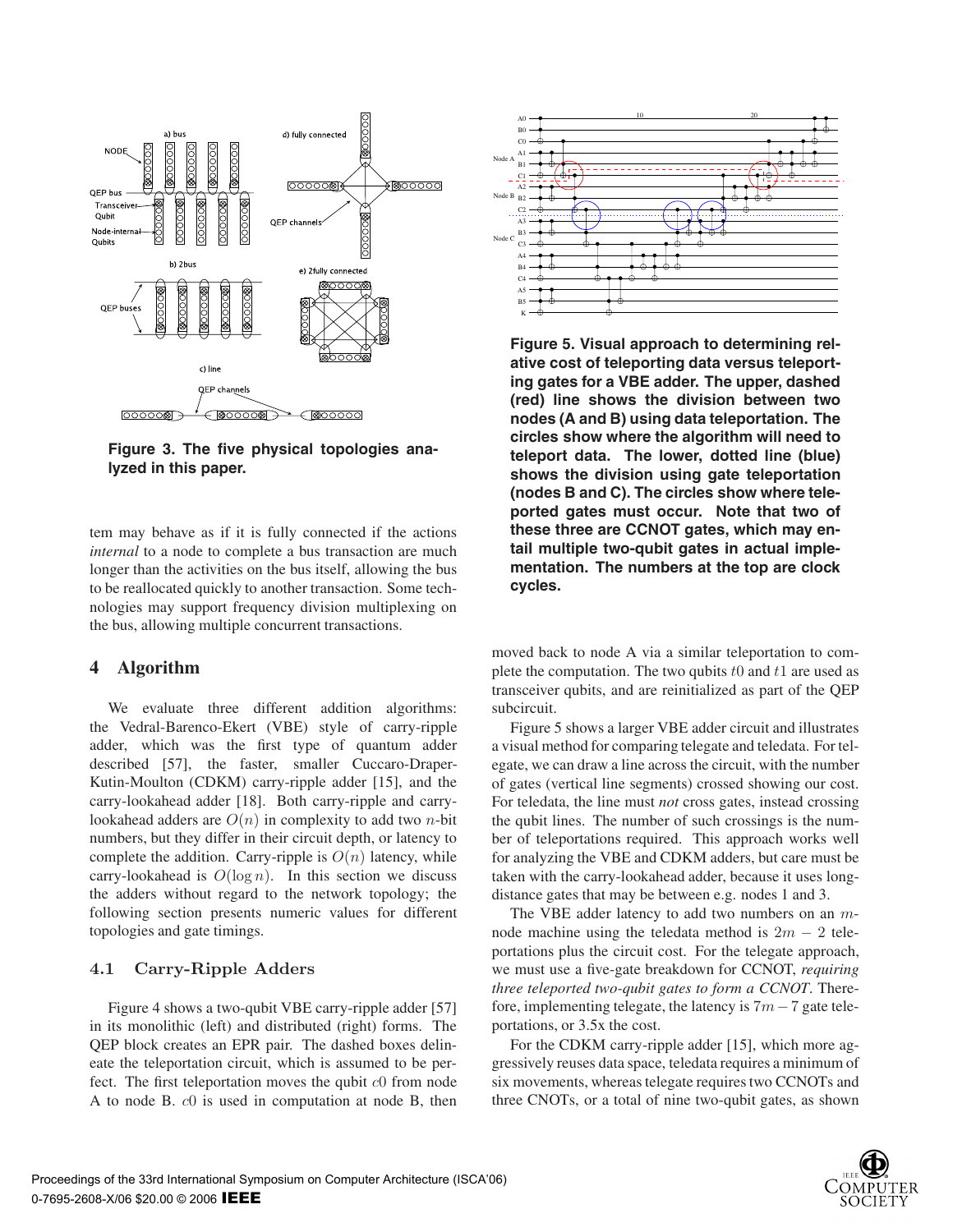a) bus

NODE

QEP bus

Transceiver Qubit

Node-internal Qubits

b) 2bus

QEP buses

c) line

QEP channels

d) fully connected

QEP channels

e) 2fully connected

**Figure 3. The five physical topologies analyzed in this paper.**

tem may behave as if it is fully connected if the actions *internal* to a node to complete a bus transaction are much longer than the activities on the bus itself, allowing the bus to be reallocated quickly to another transaction. Some technologies may support frequency division multiplexing on the bus, allowing multiple concurrent transactions.

## 4 Algorithm

We evaluate three different addition algorithms: the Vedral-Barenco-Ekert (VBE) style of carry-ripple adder, which was the first type of quantum adder described [57], the faster, smaller Cuccaro-Draper-Kutin-Moulton (CDKM) carry-ripple adder [15], and the carry-lookahead adder [18]. Both carry-ripple and carry-lookahead adders are $O(n)$ in complexity to add two $n$-bit numbers, but they differ in their circuit depth, or latency to complete the addition. Carry-ripple is $O(n)$ latency, while carry-lookahead is $O(\log n)$. In this section we discuss the adders without regard to the network topology; the following section presents numeric values for different topologies and gate timings.

### 4.1 Carry-Ripple Adders

Figure 4 shows a two-qubit VBE carry-ripple adder [57] in its monolithic (left) and distributed (right) forms. The QEP block creates an EPR pair. The dashed boxes delineate the teleportation circuit, which is assumed to be perfect. The first teleportation moves the qubit $c0$ from node A to node B. $c0$ is used in computation at node B, then

A0
B0
C0
A1
B1
C1
A2
B2
C2
A3
B3
C3
A4
B4
C4
A5
B5
K

Node A

Node B

Node C

10

20

**Figure 5. Visual approach to determining relative cost of teleporting data versus teleporting gates for a VBE adder. The upper, dashed (red) line shows the division between two nodes (A and B) using data teleportation. The circles show where the algorithm will need to teleport data. The lower, dotted line (blue) shows the division using gate teleportation (nodes B and C). The circles show where teleported gates must occur. Note that two of these three are CCNOT gates, which may entail multiple two-qubit gates in actual implementation. The numbers at the top are clock cycles.**

moved back to node A via a similar teleportation to complete the computation. The two qubits $t0$ and $t1$ are used as transceiver qubits, and are reinitialized as part of the QEP subcircuit.

Figure 5 shows a larger VBE adder circuit and illustrates a visual method for comparing telegate and teledata. For telegate, we can draw a line across the circuit, with the number of gates (vertical line segments) crossed showing our cost. For teledata, the line must *not* cross gates, instead crossing the qubit lines. The number of such crossings is the number of teleportations required. This approach works well for analyzing the VBE and CDKM adders, but care must be taken with the carry-lookahead adder, because it uses long-distance gates that may be between e.g. nodes 1 and 3.

The VBE adder latency to add two numbers on an $m$-node machine using the teledata method is $2m - 2$ teleportations plus the circuit cost. For the telegate approach, we must use a five-gate breakdown for CCNOT, *requiring three teleported two-qubit gates to form a CCNOT*. Therefore, implementing telegate, the latency is $7m - 7$ gate teleportations, or 3.5x the cost.

For the CDKM carry-ripple adder [15], which more aggressively reuses data space, teledata requires a minimum of six movements, whereas telegate requires two CCNOTs and three CNOTs, or a total of nine two-qubit gates, as shown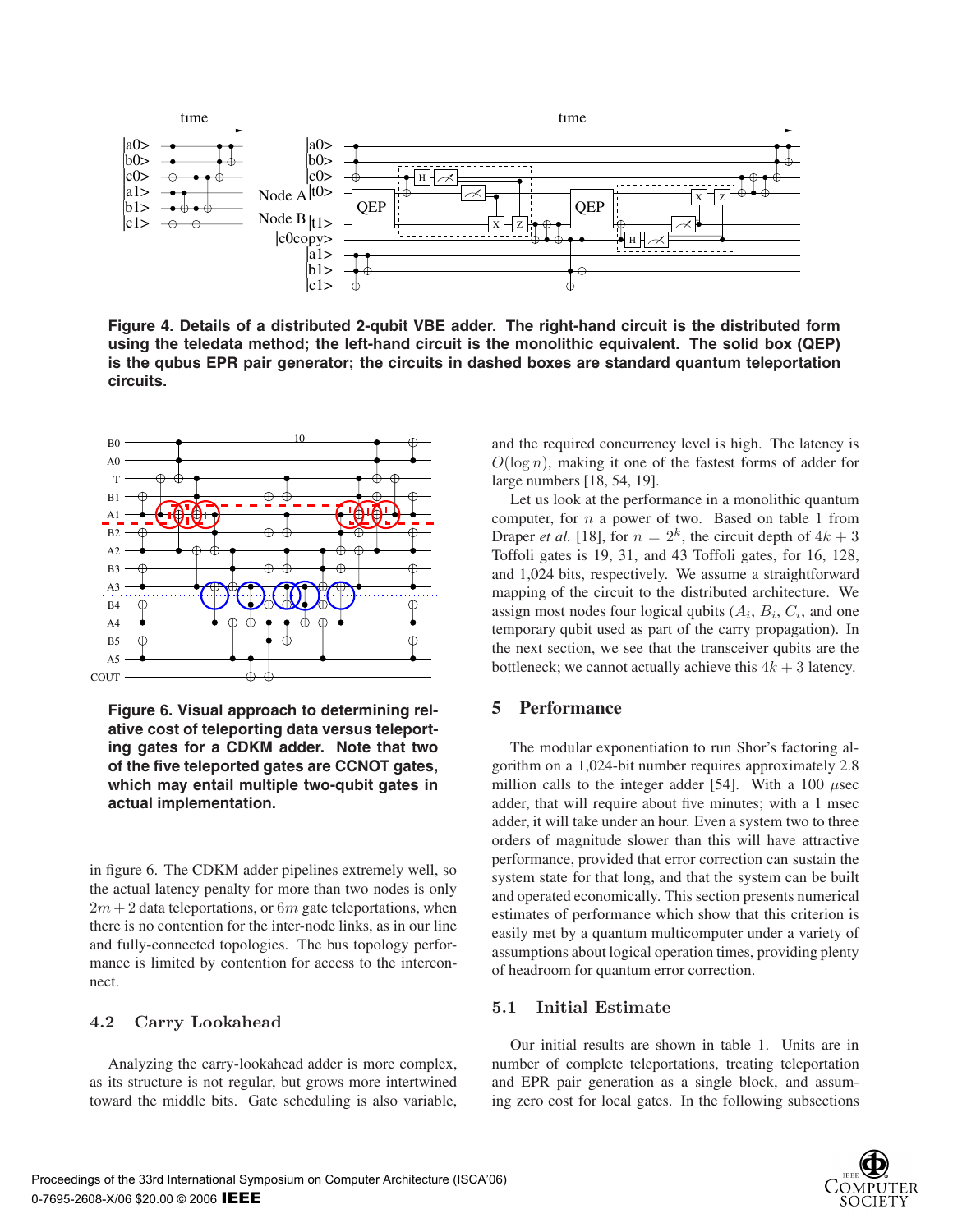**Figure 4. Details of a distributed 2-qubit VBE adder. The right-hand circuit is the distributed form using the teledata method; the left-hand circuit is the monolithic equivalent. The solid box (QEP) is the qubus EPR pair generator; the circuits in dashed boxes are standard quantum teleportation circuits.**

**Figure 6. Visual approach to determining relative cost of teleporting data versus teleporting gates for a CDKM adder. Note that two of the five teleported gates are CCNOT gates, which may entail multiple two-qubit gates in actual implementation.**

in figure 6. The CDKM adder pipelines extremely well, so the actual latency penalty for more than two nodes is only $2m + 2$ data teleportations, or $6m$ gate teleportations, when there is no contention for the inter-node links, as in our line and fully-connected topologies. The bus topology performance is limited by contention for access to the interconnect.

### 4.2 Carry Lookahead

Analyzing the carry-lookahead adder is more complex, as its structure is not regular, but grows more intertwined toward the middle bits. Gate scheduling is also variable, and the required concurrency level is high. The latency is $O(\log n)$, making it one of the fastest forms of adder for large numbers [18, 54, 19].

Let us look at the performance in a monolithic quantum computer, for $n$ a power of two. Based on table 1 from Draper *et al.* [18], for $n = 2^k$, the circuit depth of $4k + 3$ Toffoli gates is 19, 31, and 43 Toffoli gates, for 16, 128, and 1,024 bits, respectively. We assume a straightforward mapping of the circuit to the distributed architecture. We assign most nodes four logical qubits ($A_i$, $B_i$, $C_i$, and one temporary qubit used as part of the carry propagation). In the next section, we see that the transceiver qubits are the bottleneck; we cannot actually achieve this $4k + 3$ latency.

## 5 Performance

The modular exponentiation to run Shor's factoring algorithm on a 1,024-bit number requires approximately 2.8 million calls to the integer adder [54]. With a 100 $\mu$sec adder, that will require about five minutes; with a 1 msec adder, it will take under an hour. Even a system two to three orders of magnitude slower than this will have attractive performance, provided that error correction can sustain the system state for that long, and that the system can be built and operated economically. This section presents numerical estimates of performance which show that this criterion is easily met by a quantum multicomputer under a variety of assumptions about logical operation times, providing plenty of headroom for quantum error correction.

### 5.1 Initial Estimate

Our initial results are shown in table 1. Units are in number of complete teleportations, treating teleportation and EPR pair generation as a single block, and assuming zero cost for local gates. In the following subsections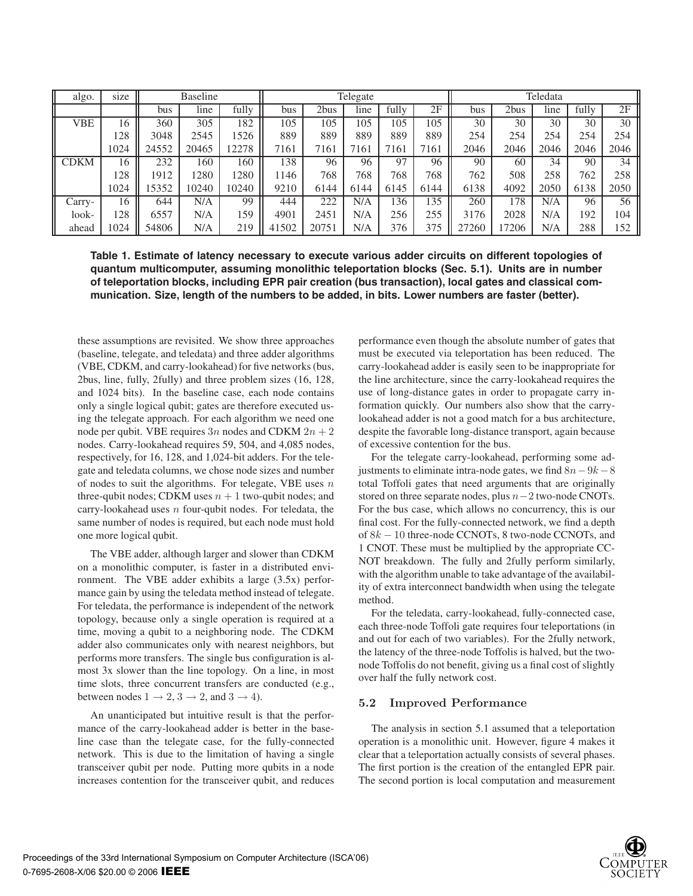| algo. | size | Baseline | | | Telegate | | | | | Teledata | | | | |
|---|---|---|---|---|---|---|---|---|---|---|---|---|---|---|
| | | bus | line | fully | bus | 2bus | line | fully | 2F | bus | 2bus | line | fully | 2F |
| VBE | 16 | 360 | 305 | 182 | 105 | 105 | 105 | 105 | 105 | 30 | 30 | 30 | 30 | 30 |
| | 128 | 3048 | 2545 | 1526 | 889 | 889 | 889 | 889 | 889 | 254 | 254 | 254 | 254 | 254 |
| | 1024 | 24552 | 20465 | 12278 | 7161 | 7161 | 7161 | 7161 | 7161 | 2046 | 2046 | 2046 | 2046 | 2046 |
| CDKM | 16 | 232 | 160 | 160 | 138 | 96 | 96 | 97 | 96 | 90 | 60 | 34 | 90 | 34 |
| | 128 | 1912 | 1280 | 1280 | 1146 | 768 | 768 | 768 | 768 | 762 | 508 | 258 | 762 | 258 |
| | 1024 | 15352 | 10240 | 10240 | 9210 | 6144 | 6144 | 6145 | 6144 | 6138 | 4092 | 2050 | 6138 | 2050 |
| Carry- | 16 | 644 | N/A | 99 | 444 | 222 | N/A | 136 | 135 | 260 | 178 | N/A | 96 | 56 |
| look- | 128 | 6557 | N/A | 159 | 4901 | 2451 | N/A | 256 | 255 | 3176 | 2028 | N/A | 192 | 104 |
| ahead | 1024 | 54806 | N/A | 219 | 41502 | 20751 | N/A | 376 | 375 | 27260 | 17206 | N/A | 288 | 152 |

**Table 1. Estimate of latency necessary to execute various adder circuits on different topologies of quantum multicomputer, assuming monolithic teleportation blocks (Sec. 5.1). Units are in number of teleportation blocks, including EPR pair creation (bus transaction), local gates and classical communication. Size, length of the numbers to be added, in bits. Lower numbers are faster (better).**

these assumptions are revisited. We show three approaches (baseline, telegate, and teledata) and three adder algorithms (VBE, CDKM, and carry-lookahead) for five networks (bus, 2bus, line, fully, 2fully) and three problem sizes (16, 128, and 1024 bits). In the baseline case, each node contains only a single logical qubit; gates are therefore executed using the telegate approach. For each algorithm we need one node per qubit. VBE requires $3n$ nodes and CDKM $2n+2$ nodes. Carry-lookahead requires 59, 504, and 4,085 nodes, respectively, for 16, 128, and 1,024-bit adders. For the telegate and teledata columns, we chose node sizes and number of nodes to suit the algorithms. For telegate, VBE uses $n$ three-qubit nodes; CDKM uses $n+1$ two-qubit nodes; and carry-lookahead uses $n$ four-qubit nodes. For teledata, the same number of nodes is required, but each node must hold one more logical qubit.

The VBE adder, although larger and slower than CDKM on a monolithic computer, is faster in a distributed environment. The VBE adder exhibits a large (3.5x) performance gain by using the teledata method instead of telegate. For teledata, the performance is independent of the network topology, because only a single operation is required at a time, moving a qubit to a neighboring node. The CDKM adder also communicates only with nearest neighbors, but performs more transfers. The single bus configuration is almost 3x slower than the line topology. On a line, in most time slots, three concurrent transfers are conducted (e.g., between nodes $1 \rightarrow 2$, $3 \rightarrow 2$, and $3 \rightarrow 4$).

An unanticipated but intuitive result is that the performance of the carry-lookahead adder is better in the baseline case than the telegate case, for the fully-connected network. This is due to the limitation of having a single transceiver qubit per node. Putting more qubits in a node increases contention for the transceiver qubit, and reduces performance even though the absolute number of gates that must be executed via teleportation has been reduced. The carry-lookahead adder is easily seen to be inappropriate for the line architecture, since the carry-lookahead requires the use of long-distance gates in order to propagate carry information quickly. Our numbers also show that the carry-lookahead adder is not a good match for a bus architecture, despite the favorable long-distance transport, again because of excessive contention for the bus.

For the telegate carry-lookahead, performing some adjustments to eliminate intra-node gates, we find $8n-9k-8$ total Toffoli gates that need arguments that are originally stored on three separate nodes, plus $n-2$ two-node CNOTs. For the bus case, which allows no concurrency, this is our final cost. For the fully-connected network, we find a depth of $8k-10$ three-node CCNOTs, 8 two-node CCNOTs, and 1 CNOT. These must be multiplied by the appropriate CCNOT breakdown. The fully and 2fully perform similarly, with the algorithm unable to take advantage of the availability of extra interconnect bandwidth when using the telegate method.

For the teledata, carry-lookahead, fully-connected case, each three-node Toffoli gate requires four teleportations (in and out for each of two variables). For the 2fully network, the latency of the three-node Toffolis is halved, but the two-node Toffolis do not benefit, giving us a final cost of slightly over half the fully network cost.

### 5.2 Improved Performance

The analysis in section 5.1 assumed that a teleportation operation is a monolithic unit. However, figure 4 makes it clear that a teleportation actually consists of several phases. The first portion is the creation of the entangled EPR pair. The second portion is local computation and measurement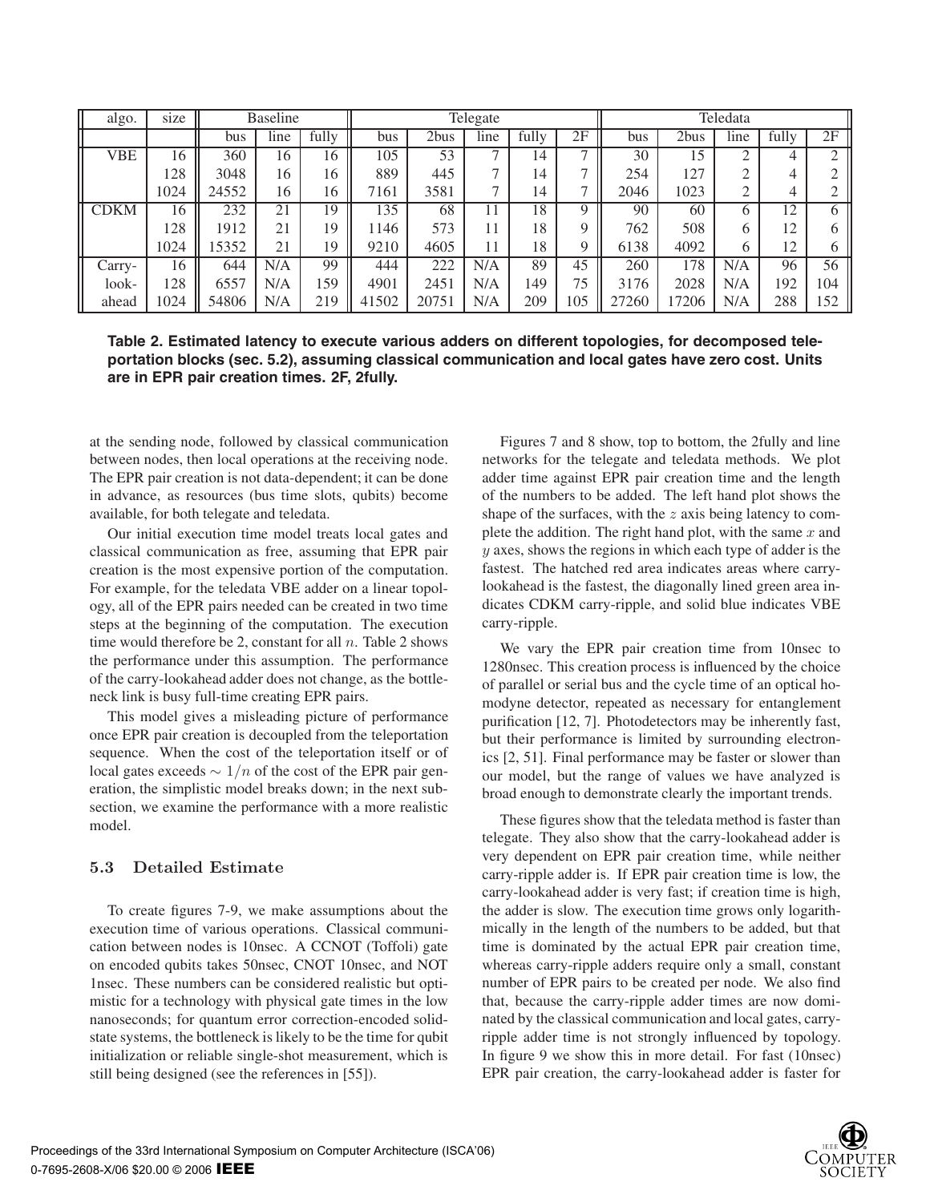| algo. | size | Baseline | | | Telegate | | | | | Teledata | | | | |
|---|---|---|---|---|---|---|---|---|---|---|---|---|---|---|
| | | bus | line | fully | bus | 2bus | line | fully | 2F | bus | 2bus | line | fully | 2F |
| VBE | 16 | 360 | 16 | 16 | 105 | 53 | 7 | 14 | 7 | 30 | 15 | 2 | 4 | 2 |
| | 128 | 3048 | 16 | 16 | 889 | 445 | 7 | 14 | 7 | 254 | 127 | 2 | 4 | 2 |
| | 1024 | 24552 | 16 | 16 | 7161 | 3581 | 7 | 14 | 7 | 2046 | 1023 | 2 | 4 | 2 |
| CDKM | 16 | 232 | 21 | 19 | 135 | 68 | 11 | 18 | 9 | 90 | 60 | 6 | 12 | 6 |
| | 128 | 1912 | 21 | 19 | 1146 | 573 | 11 | 18 | 9 | 762 | 508 | 6 | 12 | 6 |
| | 1024 | 15352 | 21 | 19 | 9210 | 4605 | 11 | 18 | 9 | 6138 | 4092 | 6 | 12 | 6 |
| Carry- | 16 | 644 | N/A | 99 | 444 | 222 | N/A | 89 | 45 | 260 | 178 | N/A | 96 | 56 |
| look- | 128 | 6557 | N/A | 159 | 4901 | 2451 | N/A | 149 | 75 | 3176 | 2028 | N/A | 192 | 104 |
| ahead | 1024 | 54806 | N/A | 219 | 41502 | 20751 | N/A | 209 | 105 | 27260 | 17206 | N/A | 288 | 152 |

**Table 2. Estimated latency to execute various adders on different topologies, for decomposed teleportation blocks (sec. 5.2), assuming classical communication and local gates have zero cost. Units are in EPR pair creation times. 2F, 2fully.**

at the sending node, followed by classical communication between nodes, then local operations at the receiving node. The EPR pair creation is not data-dependent; it can be done in advance, as resources (bus time slots, qubits) become available, for both telegate and teledata.

Our initial execution time model treats local gates and classical communication as free, assuming that EPR pair creation is the most expensive portion of the computation. For example, for the teledata VBE adder on a linear topology, all of the EPR pairs needed can be created in two time steps at the beginning of the computation. The execution time would therefore be 2, constant for all $n$. Table 2 shows the performance under this assumption. The performance of the carry-lookahead adder does not change, as the bottleneck link is busy full-time creating EPR pairs.

This model gives a misleading picture of performance once EPR pair creation is decoupled from the teleportation sequence. When the cost of the teleportation itself or of local gates exceeds $\sim 1/n$ of the cost of the EPR pair generation, the simplistic model breaks down; in the next subsection, we examine the performance with a more realistic model.

### 5.3 Detailed Estimate

To create figures 7-9, we make assumptions about the execution time of various operations. Classical communication between nodes is 10nsec. A CCNOT (Toffoli) gate on encoded qubits takes 50nsec, CNOT 10nsec, and NOT 1nsec. These numbers can be considered realistic but optimistic for a technology with physical gate times in the low nanoseconds; for quantum error correction-encoded solid-state systems, the bottleneck is likely to be the time for qubit initialization or reliable single-shot measurement, which is still being designed (see the references in [55]).

Figures 7 and 8 show, top to bottom, the 2fully and line networks for the telegate and teledata methods. We plot adder time against EPR pair creation time and the length of the numbers to be added. The left hand plot shows the shape of the surfaces, with the $z$ axis being latency to complete the addition. The right hand plot, with the same $x$ and $y$ axes, shows the regions in which each type of adder is the fastest. The hatched red area indicates areas where carry-lookahead is the fastest, the diagonally lined green area indicates CDKM carry-ripple, and solid blue indicates VBE carry-ripple.

We vary the EPR pair creation time from 10nsec to 1280nsec. This creation process is influenced by the choice of parallel or serial bus and the cycle time of an optical homodyne detector, repeated as necessary for entanglement purification [12, 7]. Photodetectors may be inherently fast, but their performance is limited by surrounding electronics [2, 51]. Final performance may be faster or slower than our model, but the range of values we have analyzed is broad enough to demonstrate clearly the important trends.

These figures show that the teledata method is faster than telegate. They also show that the carry-lookahead adder is very dependent on EPR pair creation time, while neither carry-ripple adder is. If EPR pair creation time is low, the carry-lookahead adder is very fast; if creation time is high, the adder is slow. The execution time grows only logarithmically in the length of the numbers to be added, but that time is dominated by the actual EPR pair creation time, whereas carry-ripple adders require only a small, constant number of EPR pairs to be created per node. We also find that, because the carry-ripple adder times are now dominated by the classical communication and local gates, carry-ripple adder time is not strongly influenced by topology. In figure 9 we show this in more detail. For fast (10nsec) EPR pair creation, the carry-lookahead adder is faster for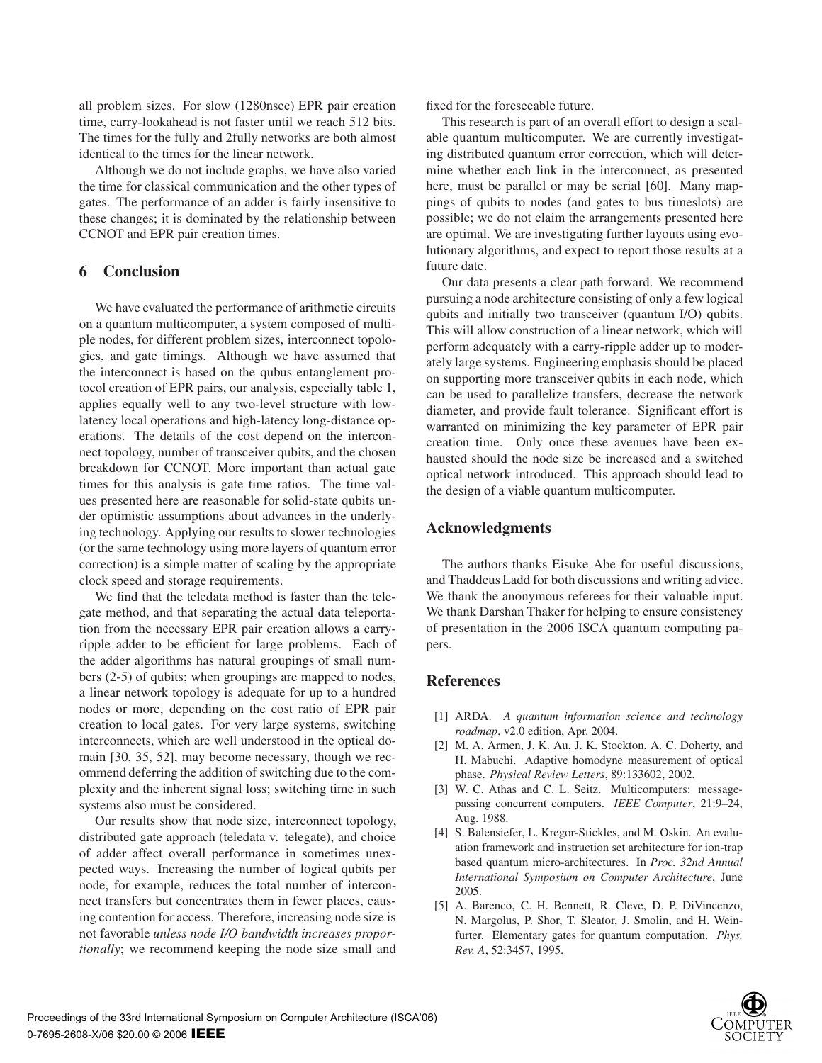all problem sizes. For slow (1280nsec) EPR pair creation time, carry-lookahead is not faster until we reach 512 bits. The times for the fully and 2fully networks are both almost identical to the times for the linear network.

Although we do not include graphs, we have also varied the time for classical communication and the other types of gates. The performance of an adder is fairly insensitive to these changes; it is dominated by the relationship between CCNOT and EPR pair creation times.

## 6 Conclusion

We have evaluated the performance of arithmetic circuits on a quantum multicomputer, a system composed of multiple nodes, for different problem sizes, interconnect topologies, and gate timings. Although we have assumed that the interconnect is based on the qubus entanglement protocol creation of EPR pairs, our analysis, especially table 1, applies equally well to any two-level structure with low-latency local operations and high-latency long-distance operations. The details of the cost depend on the interconnect topology, number of transceiver qubits, and the chosen breakdown for CCNOT. More important than actual gate times for this analysis is gate time ratios. The time values presented here are reasonable for solid-state qubits under optimistic assumptions about advances in the underlying technology. Applying our results to slower technologies (or the same technology using more layers of quantum error correction) is a simple matter of scaling by the appropriate clock speed and storage requirements.

We find that the teledata method is faster than the telegate method, and that separating the actual data teleportation from the necessary EPR pair creation allows a carry-ripple adder to be efficient for large problems. Each of the adder algorithms has natural groupings of small numbers (2-5) of qubits; when groupings are mapped to nodes, a linear network topology is adequate for up to a hundred nodes or more, depending on the cost ratio of EPR pair creation to local gates. For very large systems, switching interconnects, which are well understood in the optical domain [30, 35, 52], may become necessary, though we recommend deferring the addition of switching due to the complexity and the inherent signal loss; switching time in such systems also must be considered.

Our results show that node size, interconnect topology, distributed gate approach (teledata v. telegate), and choice of adder affect overall performance in sometimes unexpected ways. Increasing the number of logical qubits per node, for example, reduces the total number of interconnect transfers but concentrates them in fewer places, causing contention for access. Therefore, increasing node size is not favorable *unless node I/O bandwidth increases proportionally*; we recommend keeping the node size small and fixed for the foreseeable future.

This research is part of an overall effort to design a scalable quantum multicomputer. We are currently investigating distributed quantum error correction, which will determine whether each link in the interconnect, as presented here, must be parallel or may be serial [60]. Many mappings of qubits to nodes (and gates to bus timeslots) are possible; we do not claim the arrangements presented here are optimal. We are investigating further layouts using evolutionary algorithms, and expect to report those results at a future date.

Our data presents a clear path forward. We recommend pursuing a node architecture consisting of only a few logical qubits and initially two transceiver (quantum I/O) qubits. This will allow construction of a linear network, which will perform adequately with a carry-ripple adder up to moderately large systems. Engineering emphasis should be placed on supporting more transceiver qubits in each node, which can be used to parallelize transfers, decrease the network diameter, and provide fault tolerance. Significant effort is warranted on minimizing the key parameter of EPR pair creation time. Only once these avenues have been exhausted should the node size be increased and a switched optical network introduced. This approach should lead to the design of a viable quantum multicomputer.

## Acknowledgments

The authors thanks Eisuke Abe for useful discussions, and Thaddeus Ladd for both discussions and writing advice. We thank the anonymous referees for their valuable input. We thank Darshan Thaker for helping to ensure consistency of presentation in the 2006 ISCA quantum computing papers.

## References

[1] ARDA. *A quantum information science and technology roadmap*, v2.0 edition, Apr. 2004.

[2] M. A. Armen, J. K. Au, J. K. Stockton, A. C. Doherty, and H. Mabuchi. Adaptive homodyne measurement of optical phase. *Physical Review Letters*, 89:133602, 2002.

[3] W. C. Athas and C. L. Seitz. Multicomputers: message-passing concurrent computers. *IEEE Computer*, 21:9–24, Aug. 1988.

[4] S. Balensiefer, L. Kregor-Stickles, and M. Oskin. An evaluation framework and instruction set architecture for ion-trap based quantum micro-architectures. In *Proc. 32nd Annual International Symposium on Computer Architecture*, June 2005.

[5] A. Barenco, C. H. Bennett, R. Cleve, D. P. DiVincenzo, N. Margolus, P. Shor, T. Sleator, J. Smolin, and H. Weinfurter. Elementary gates for quantum computation. *Phys. Rev. A*, 52:3457, 1995.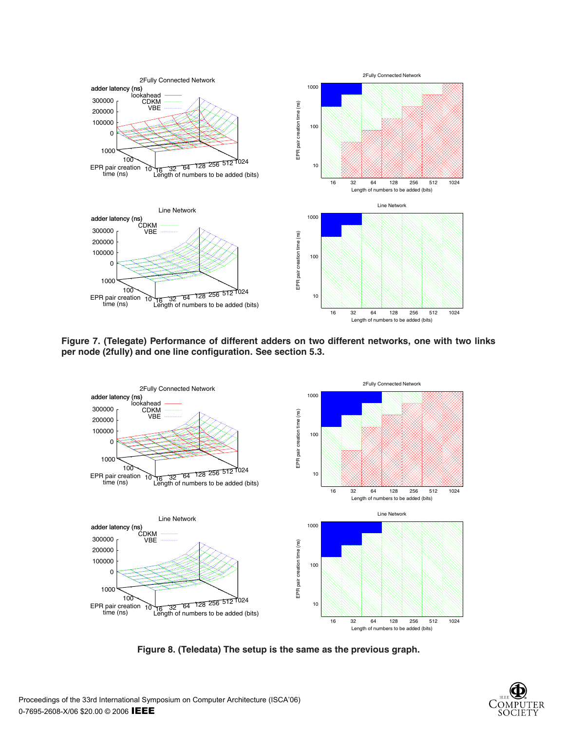2Fully Connected Network

adder latency (ns)
lookahead
CDKM
VBE
300000
200000
100000
0
1000
100
EPR pair creation time (ns)
10
16 32 64 128 256 512 1024
Length of numbers to be added (bits)

2Fully Connected Network

1000
100
10
EPR pair creation time (ns)
16 32 64 128 256 512 1024
Length of numbers to be added (bits)

Line Network

adder latency (ns)
CDKM
VBE
300000
200000
100000
0
1000
100
EPR pair creation time (ns)
10
16 32 64 128 256 512 1024
Length of numbers to be added (bits)

Line Network

1000
100
10
EPR pair creation time (ns)
16 32 64 128 256 512 1024
Length of numbers to be added (bits)

**Figure 7. (Telegate) Performance of different adders on two different networks, one with two links per node (2fully) and one line configuration. See section 5.3.**

2Fully Connected Network

adder latency (ns)
lookahead
CDKM
VBE
300000
200000
100000
0
1000
100
EPR pair creation time (ns)
10
16 32 64 128 256 512 1024
Length of numbers to be added (bits)

2Fully Connected Network

1000
100
10
EPR pair creation time (ns)
16 32 64 128 256 512 1024
Length of numbers to be added (bits)

Line Network

adder latency (ns)
CDKM
VBE
300000
200000
100000
0
1000
100
EPR pair creation time (ns)
10
16 32 64 128 256 512 1024
Length of numbers to be added (bits)

Line Network

1000
100
10
EPR pair creation time (ns)
16 32 64 128 256 512 1024
Length of numbers to be added (bits)

**Figure 8. (Teledata) The setup is the same as the previous graph.**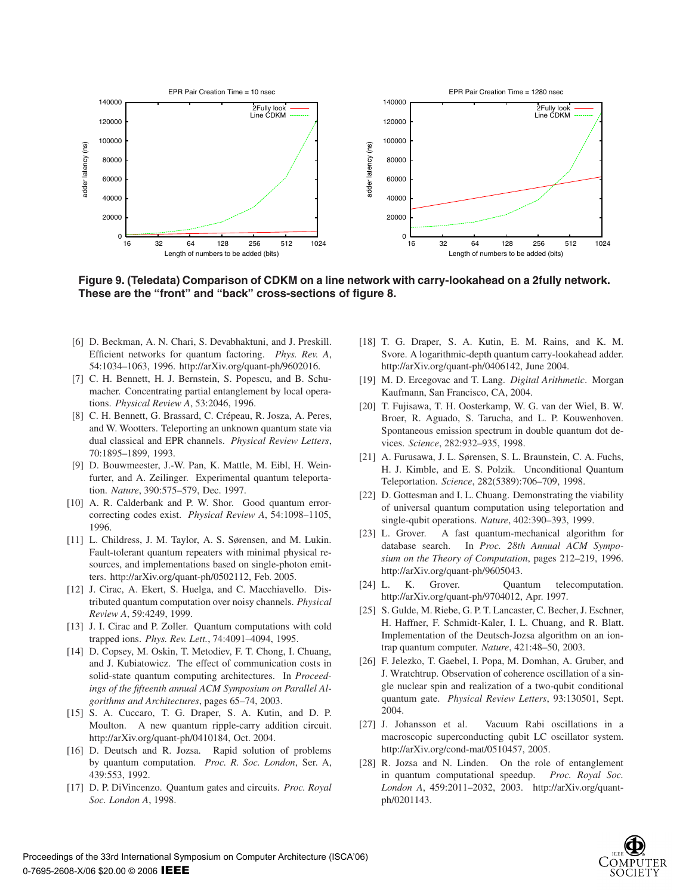EPR Pair Creation Time = 10 nsec

adder latency (ns)

140000
120000
100000
80000
60000
40000
20000
0

16 32 64 128 256 512 1024

Length of numbers to be added (bits)

2Fully look
Line CDKM

EPR Pair Creation Time = 1280 nsec

adder latency (ns)

140000
120000
100000
80000
60000
40000
20000
0

16 32 64 128 256 512 1024

Length of numbers to be added (bits)

2Fully look
Line CDKM

**Figure 9. (Teledata) Comparison of CDKM on a line network with carry-lookahead on a 2fully network. These are the "front" and "back" cross-sections of figure 8.**

[6] D. Beckman, A. N. Chari, S. Devabhaktuni, and J. Preskill. Efficient networks for quantum factoring. *Phys. Rev. A*, 54:1034–1063, 1996. http://arXiv.org/quant-ph/9602016.

[7] C. H. Bennett, H. J. Bernstein, S. Popescu, and B. Schumacher. Concentrating partial entanglement by local operations. *Physical Review A*, 53:2046, 1996.

[8] C. H. Bennett, G. Brassard, C. Crépeau, R. Josza, A. Peres, and W. Wootters. Teleporting an unknown quantum state via dual classical and EPR channels. *Physical Review Letters*, 70:1895–1899, 1993.

[9] D. Bouwmeester, J.-W. Pan, K. Mattle, M. Eibl, H. Weinfurter, and A. Zeilinger. Experimental quantum teleportation. *Nature*, 390:575–579, Dec. 1997.

[10] A. R. Calderbank and P. W. Shor. Good quantum error-correcting codes exist. *Physical Review A*, 54:1098–1105, 1996.

[11] L. Childress, J. M. Taylor, A. S. Sørensen, and M. Lukin. Fault-tolerant quantum repeaters with minimal physical resources, and implementations based on single-photon emitters. http://arXiv.org/quant-ph/0502112, Feb. 2005.

[12] J. Cirac, A. Ekert, S. Huelga, and C. Macchiavello. Distributed quantum computation over noisy channels. *Physical Review A*, 59:4249, 1999.

[13] J. I. Cirac and P. Zoller. Quantum computations with cold trapped ions. *Phys. Rev. Lett.*, 74:4091–4094, 1995.

[14] D. Copsey, M. Oskin, T. Metodiev, F. T. Chong, I. Chuang, and J. Kubiatowicz. The effect of communication costs in solid-state quantum computing architectures. In *Proceedings of the fifteenth annual ACM Symposium on Parallel Algorithms and Architectures*, pages 65–74, 2003.

[15] S. A. Cuccaro, T. G. Draper, S. A. Kutin, and D. P. Moulton. A new quantum ripple-carry addition circuit. http://arXiv.org/quant-ph/0410184, Oct. 2004.

[16] D. Deutsch and R. Jozsa. Rapid solution of problems by quantum computation. *Proc. R. Soc. London*, Ser. A, 439:553, 1992.

[17] D. P. DiVincenzo. Quantum gates and circuits. *Proc. Royal Soc. London A*, 1998.

[18] T. G. Draper, S. A. Kutin, E. M. Rains, and K. M. Svore. A logarithmic-depth quantum carry-lookahead adder. http://arXiv.org/quant-ph/0406142, June 2004.

[19] M. D. Ercegovac and T. Lang. *Digital Arithmetic*. Morgan Kaufmann, San Francisco, CA, 2004.

[20] T. Fujisawa, T. H. Oosterkamp, W. G. van der Wiel, B. W. Broer, R. Aguado, S. Tarucha, and L. P. Kouwenhoven. Spontaneous emission spectrum in double quantum dot devices. *Science*, 282:932–935, 1998.

[21] A. Furusawa, J. L. Sørensen, S. L. Braunstein, C. A. Fuchs, H. J. Kimble, and E. S. Polzik. Unconditional Quantum Teleportation. *Science*, 282(5389):706–709, 1998.

[22] D. Gottesman and I. L. Chuang. Demonstrating the viability of universal quantum computation using teleportation and single-qubit operations. *Nature*, 402:390–393, 1999.

[23] L. Grover. A fast quantum-mechanical algorithm for database search. In *Proc. 28th Annual ACM Symposium on the Theory of Computation*, pages 212–219, 1996. http://arXiv.org/quant-ph/9605043.

[24] L. K. Grover. Quantum telecomputation. http://arXiv.org/quant-ph/9704012, Apr. 1997.

[25] S. Gulde, M. Riebe, G. P. T. Lancaster, C. Becher, J. Eschner, H. Haffner, F. Schmidt-Kaler, I. L. Chuang, and R. Blatt. Implementation of the Deutsch-Jozsa algorithm on an ion-trap quantum computer. *Nature*, 421:48–50, 2003.

[26] F. Jelezko, T. Gaebel, I. Popa, M. Domhan, A. Gruber, and J. Wratchtrup. Observation of coherence oscillation of a single nuclear spin and realization of a two-qubit conditional quantum gate. *Physical Review Letters*, 93:130501, Sept. 2004.

[27] J. Johansson et al. Vacuum Rabi oscillations in a macroscopic superconducting qubit LC oscillator system. http://arXiv.org/cond-mat/0510457, 2005.

[28] R. Jozsa and N. Linden. On the role of entanglement in quantum computational speedup. *Proc. Royal Soc. London A*, 459:2011–2032, 2003. http://arXiv.org/quant-ph/0201143.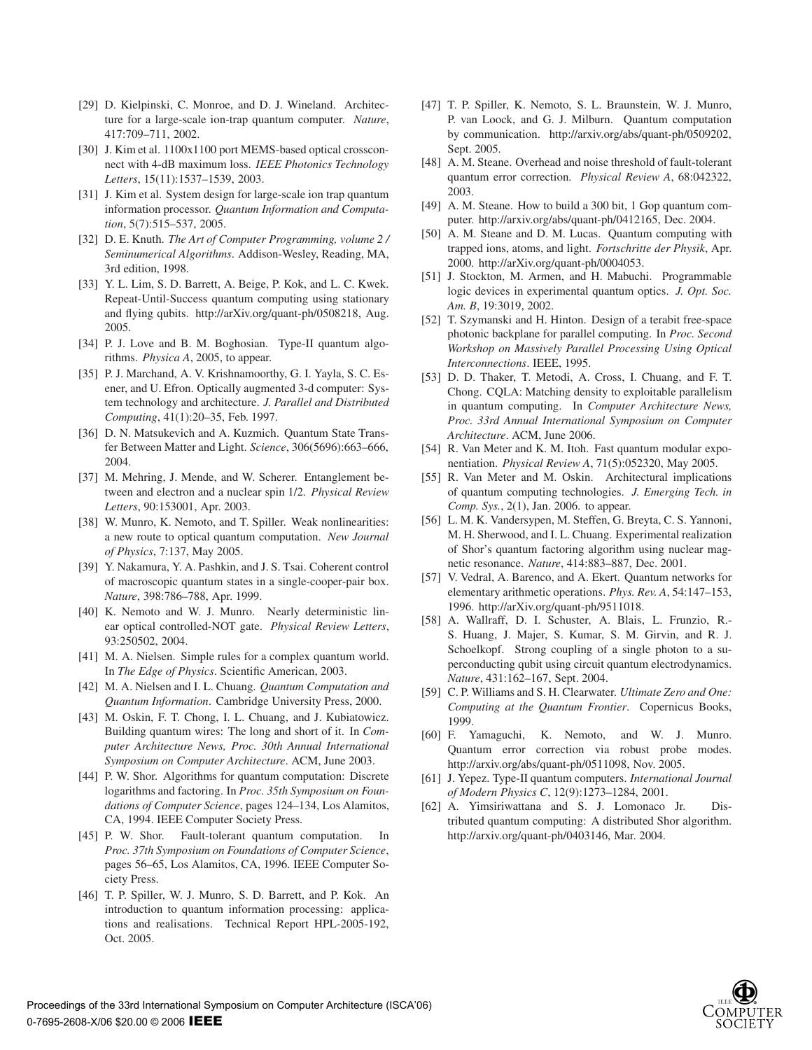[29] D. Kielpinski, C. Monroe, and D. J. Wineland. Architecture for a large-scale ion-trap quantum computer. *Nature*, 417:709–711, 2002.

[30] J. Kim et al. 1100x1100 port MEMS-based optical crossconnect with 4-dB maximum loss. *IEEE Photonics Technology Letters*, 15(11):1537–1539, 2003.

[31] J. Kim et al. System design for large-scale ion trap quantum information processor. *Quantum Information and Computation*, 5(7):515–537, 2005.

[32] D. E. Knuth. *The Art of Computer Programming, volume 2 / Seminumerical Algorithms*. Addison-Wesley, Reading, MA, 3rd edition, 1998.

[33] Y. L. Lim, S. D. Barrett, A. Beige, P. Kok, and L. C. Kwek. Repeat-Until-Success quantum computing using stationary and flying qubits. http://arXiv.org/quant-ph/0508218, Aug. 2005.

[34] P. J. Love and B. M. Boghosian. Type-II quantum algorithms. *Physica A*, 2005, to appear.

[35] P. J. Marchand, A. V. Krishnamoorthy, G. I. Yayla, S. C. Esener, and U. Efron. Optically augmented 3-d computer: System technology and architecture. *J. Parallel and Distributed Computing*, 41(1):20–35, Feb. 1997.

[36] D. N. Matsukevich and A. Kuzmich. Quantum State Transfer Between Matter and Light. *Science*, 306(5696):663–666, 2004.

[37] M. Mehring, J. Mende, and W. Scherer. Entanglement between and electron and a nuclear spin 1/2. *Physical Review Letters*, 90:153001, Apr. 2003.

[38] W. Munro, K. Nemoto, and T. Spiller. Weak nonlinearities: a new route to optical quantum computation. *New Journal of Physics*, 7:137, May 2005.

[39] Y. Nakamura, Y. A. Pashkin, and J. S. Tsai. Coherent control of macroscopic quantum states in a single-cooper-pair box. *Nature*, 398:786–788, Apr. 1999.

[40] K. Nemoto and W. J. Munro. Nearly deterministic linear optical controlled-NOT gate. *Physical Review Letters*, 93:250502, 2004.

[41] M. A. Nielsen. Simple rules for a complex quantum world. In *The Edge of Physics*. Scientific American, 2003.

[42] M. A. Nielsen and I. L. Chuang. *Quantum Computation and Quantum Information*. Cambridge University Press, 2000.

[43] M. Oskin, F. T. Chong, I. L. Chuang, and J. Kubiatowicz. Building quantum wires: The long and short of it. In *Computer Architecture News, Proc. 30th Annual International Symposium on Computer Architecture*. ACM, June 2003.

[44] P. W. Shor. Algorithms for quantum computation: Discrete logarithms and factoring. In *Proc. 35th Symposium on Foundations of Computer Science*, pages 124–134, Los Alamitos, CA, 1994. IEEE Computer Society Press.

[45] P. W. Shor. Fault-tolerant quantum computation. In *Proc. 37th Symposium on Foundations of Computer Science*, pages 56–65, Los Alamitos, CA, 1996. IEEE Computer Society Press.

[46] T. P. Spiller, W. J. Munro, S. D. Barrett, and P. Kok. An introduction to quantum information processing: applications and realisations. Technical Report HPL-2005-192, Oct. 2005.

[47] T. P. Spiller, K. Nemoto, S. L. Braunstein, W. J. Munro, P. van Loock, and G. J. Milburn. Quantum computation by communication. http://arxiv.org/abs/quant-ph/0509202, Sept. 2005.

[48] A. M. Steane. Overhead and noise threshold of fault-tolerant quantum error correction. *Physical Review A*, 68:042322, 2003.

[49] A. M. Steane. How to build a 300 bit, 1 Gop quantum computer. http://arxiv.org/abs/quant-ph/0412165, Dec. 2004.

[50] A. M. Steane and D. M. Lucas. Quantum computing with trapped ions, atoms, and light. *Fortschritte der Physik*, Apr. 2000. http://arXiv.org/quant-ph/0004053.

[51] J. Stockton, M. Armen, and H. Mabuchi. Programmable logic devices in experimental quantum optics. *J. Opt. Soc. Am. B*, 19:3019, 2002.

[52] T. Szymanski and H. Hinton. Design of a terabit free-space photonic backplane for parallel computing. In *Proc. Second Workshop on Massively Parallel Processing Using Optical Interconnections*. IEEE, 1995.

[53] D. D. Thaker, T. Metodi, A. Cross, I. Chuang, and F. T. Chong. CQLA: Matching density to exploitable parallelism in quantum computing. In *Computer Architecture News, Proc. 33rd Annual International Symposium on Computer Architecture*. ACM, June 2006.

[54] R. Van Meter and K. M. Itoh. Fast quantum modular exponentiation. *Physical Review A*, 71(5):052320, May 2005.

[55] R. Van Meter and M. Oskin. Architectural implications of quantum computing technologies. *J. Emerging Tech. in Comp. Sys.*, 2(1), Jan. 2006. to appear.

[56] L. M. K. Vandersypen, M. Steffen, G. Breyta, C. S. Yannoni, M. H. Sherwood, and I. L. Chuang. Experimental realization of Shor's quantum factoring algorithm using nuclear magnetic resonance. *Nature*, 414:883–887, Dec. 2001.

[57] V. Vedral, A. Barenco, and A. Ekert. Quantum networks for elementary arithmetic operations. *Phys. Rev. A*, 54:147–153, 1996. http://arXiv.org/quant-ph/9511018.

[58] A. Wallraff, D. I. Schuster, A. Blais, L. Frunzio, R.-S. Huang, J. Majer, S. Kumar, S. M. Girvin, and R. J. Schoelkopf. Strong coupling of a single photon to a superconducting qubit using circuit quantum electrodynamics. *Nature*, 431:162–167, Sept. 2004.

[59] C. P. Williams and S. H. Clearwater. *Ultimate Zero and One: Computing at the Quantum Frontier*. Copernicus Books, 1999.

[60] F. Yamaguchi, K. Nemoto, and W. J. Munro. Quantum error correction via robust probe modes. http://arxiv.org/abs/quant-ph/0511098, Nov. 2005.

[61] J. Yepez. Type-II quantum computers. *International Journal of Modern Physics C*, 12(9):1273–1284, 2001.

[62] A. Yimsiriwattana and S. J. Lomonaco Jr. Distributed quantum computing: A distributed Shor algorithm. http://arxiv.org/quant-ph/0403146, Mar. 2004.